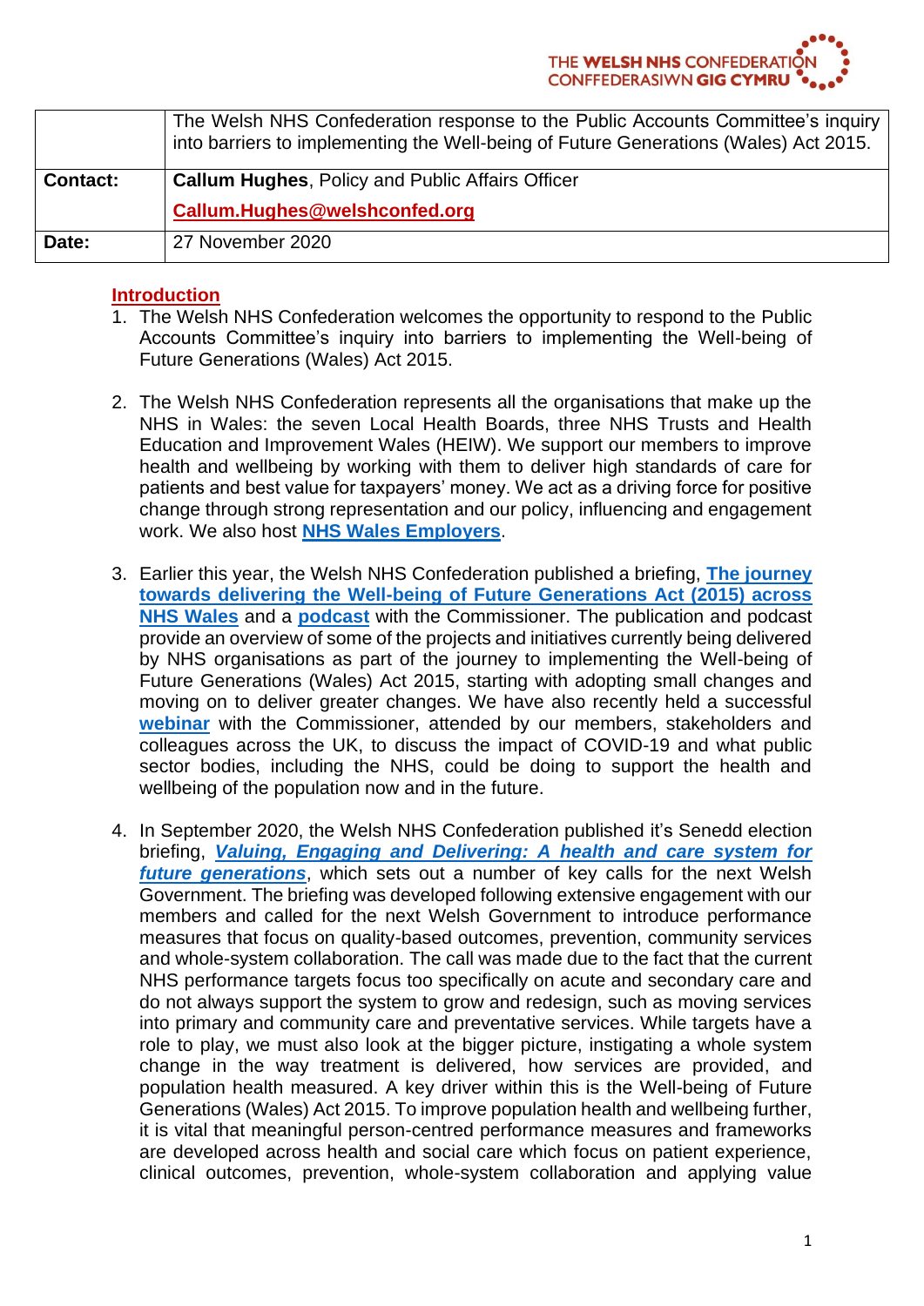| | The Welsh NHS Confederation response to the Public Accounts Committee's inquiry into barriers to implementing the Well-being of Future Generations (Wales) Act 2015. |
|---|---|
| **Contact:** | **Callum Hughes**, Policy and Public Affairs Officer<br>**Callum.Hughes@welshconfed.org** |
| **Date:** | 27 November 2020 |

## Introduction

1. The Welsh NHS Confederation welcomes the opportunity to respond to the Public Accounts Committee's inquiry into barriers to implementing the Well-being of Future Generations (Wales) Act 2015.

2. The Welsh NHS Confederation represents all the organisations that make up the NHS in Wales: the seven Local Health Boards, three NHS Trusts and Health Education and Improvement Wales (HEIW). We support our members to improve health and wellbeing by working with them to deliver high standards of care for patients and best value for taxpayers' money. We act as a driving force for positive change through strong representation and our policy, influencing and engagement work. We also host **NHS Wales Employers**.

3. Earlier this year, the Welsh NHS Confederation published a briefing, **The journey towards delivering the Well-being of Future Generations Act (2015) across NHS Wales** and a **podcast** with the Commissioner. The publication and podcast provide an overview of some of the projects and initiatives currently being delivered by NHS organisations as part of the journey to implementing the Well-being of Future Generations (Wales) Act 2015, starting with adopting small changes and moving on to deliver greater changes. We have also recently held a successful **webinar** with the Commissioner, attended by our members, stakeholders and colleagues across the UK, to discuss the impact of COVID-19 and what public sector bodies, including the NHS, could be doing to support the health and wellbeing of the population now and in the future.

4. In September 2020, the Welsh NHS Confederation published it's Senedd election briefing, ***Valuing, Engaging and Delivering: A health and care system for future generations***, which sets out a number of key calls for the next Welsh Government. The briefing was developed following extensive engagement with our members and called for the next Welsh Government to introduce performance measures that focus on quality-based outcomes, prevention, community services and whole-system collaboration. The call was made due to the fact that the current NHS performance targets focus too specifically on acute and secondary care and do not always support the system to grow and redesign, such as moving services into primary and community care and preventative services. While targets have a role to play, we must also look at the bigger picture, instigating a whole system change in the way treatment is delivered, how services are provided, and population health measured. A key driver within this is the Well-being of Future Generations (Wales) Act 2015. To improve population health and wellbeing further, it is vital that meaningful person-centred performance measures and frameworks are developed across health and social care which focus on patient experience, clinical outcomes, prevention, whole-system collaboration and applying value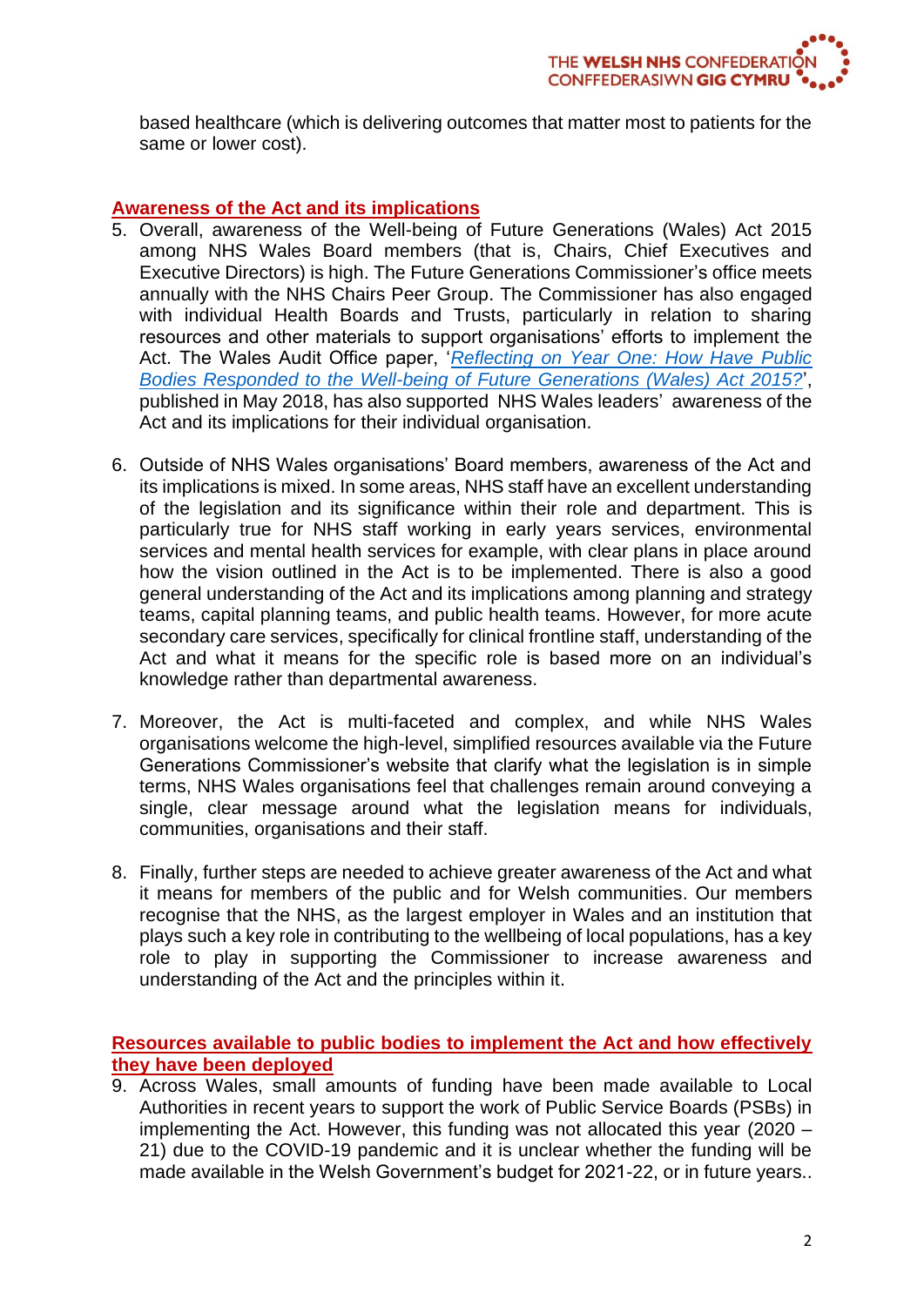based healthcare (which is delivering outcomes that matter most to patients for the same or lower cost).

## Awareness of the Act and its implications

5. Overall, awareness of the Well-being of Future Generations (Wales) Act 2015 among NHS Wales Board members (that is, Chairs, Chief Executives and Executive Directors) is high. The Future Generations Commissioner's office meets annually with the NHS Chairs Peer Group. The Commissioner has also engaged with individual Health Boards and Trusts, particularly in relation to sharing resources and other materials to support organisations' efforts to implement the Act. The Wales Audit Office paper, '*Reflecting on Year One: How Have Public Bodies Responded to the Well-being of Future Generations (Wales) Act 2015?*', published in May 2018, has also supported NHS Wales leaders' awareness of the Act and its implications for their individual organisation.

6. Outside of NHS Wales organisations' Board members, awareness of the Act and its implications is mixed. In some areas, NHS staff have an excellent understanding of the legislation and its significance within their role and department. This is particularly true for NHS staff working in early years services, environmental services and mental health services for example, with clear plans in place around how the vision outlined in the Act is to be implemented. There is also a good general understanding of the Act and its implications among planning and strategy teams, capital planning teams, and public health teams. However, for more acute secondary care services, specifically for clinical frontline staff, understanding of the Act and what it means for the specific role is based more on an individual's knowledge rather than departmental awareness.

7. Moreover, the Act is multi-faceted and complex, and while NHS Wales organisations welcome the high-level, simplified resources available via the Future Generations Commissioner's website that clarify what the legislation is in simple terms, NHS Wales organisations feel that challenges remain around conveying a single, clear message around what the legislation means for individuals, communities, organisations and their staff.

8. Finally, further steps are needed to achieve greater awareness of the Act and what it means for members of the public and for Welsh communities. Our members recognise that the NHS, as the largest employer in Wales and an institution that plays such a key role in contributing to the wellbeing of local populations, has a key role to play in supporting the Commissioner to increase awareness and understanding of the Act and the principles within it.

## Resources available to public bodies to implement the Act and how effectively they have been deployed

9. Across Wales, small amounts of funding have been made available to Local Authorities in recent years to support the work of Public Service Boards (PSBs) in implementing the Act. However, this funding was not allocated this year (2020 – 21) due to the COVID-19 pandemic and it is unclear whether the funding will be made available in the Welsh Government's budget for 2021-22, or in future years..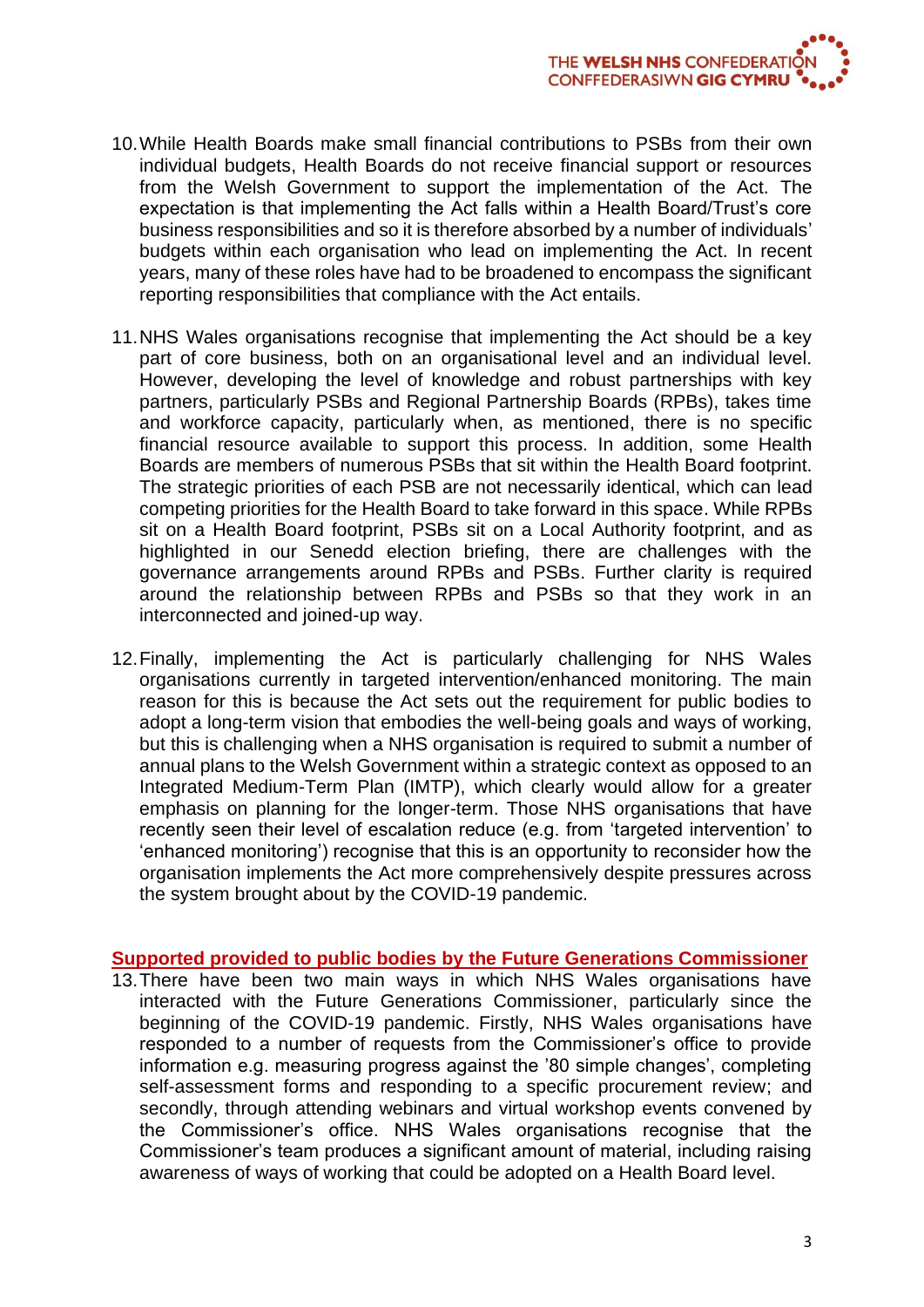10. While Health Boards make small financial contributions to PSBs from their own individual budgets, Health Boards do not receive financial support or resources from the Welsh Government to support the implementation of the Act. The expectation is that implementing the Act falls within a Health Board/Trust's core business responsibilities and so it is therefore absorbed by a number of individuals' budgets within each organisation who lead on implementing the Act. In recent years, many of these roles have had to be broadened to encompass the significant reporting responsibilities that compliance with the Act entails.

11. NHS Wales organisations recognise that implementing the Act should be a key part of core business, both on an organisational level and an individual level. However, developing the level of knowledge and robust partnerships with key partners, particularly PSBs and Regional Partnership Boards (RPBs), takes time and workforce capacity, particularly when, as mentioned, there is no specific financial resource available to support this process. In addition, some Health Boards are members of numerous PSBs that sit within the Health Board footprint. The strategic priorities of each PSB are not necessarily identical, which can lead competing priorities for the Health Board to take forward in this space. While RPBs sit on a Health Board footprint, PSBs sit on a Local Authority footprint, and as highlighted in our Senedd election briefing, there are challenges with the governance arrangements around RPBs and PSBs. Further clarity is required around the relationship between RPBs and PSBs so that they work in an interconnected and joined-up way.

12. Finally, implementing the Act is particularly challenging for NHS Wales organisations currently in targeted intervention/enhanced monitoring. The main reason for this is because the Act sets out the requirement for public bodies to adopt a long-term vision that embodies the well-being goals and ways of working, but this is challenging when a NHS organisation is required to submit a number of annual plans to the Welsh Government within a strategic context as opposed to an Integrated Medium-Term Plan (IMTP), which clearly would allow for a greater emphasis on planning for the longer-term. Those NHS organisations that have recently seen their level of escalation reduce (e.g. from 'targeted intervention' to 'enhanced monitoring') recognise that this is an opportunity to reconsider how the organisation implements the Act more comprehensively despite pressures across the system brought about by the COVID-19 pandemic.

## Supported provided to public bodies by the Future Generations Commissioner

13. There have been two main ways in which NHS Wales organisations have interacted with the Future Generations Commissioner, particularly since the beginning of the COVID-19 pandemic. Firstly, NHS Wales organisations have responded to a number of requests from the Commissioner's office to provide information e.g. measuring progress against the '80 simple changes', completing self-assessment forms and responding to a specific procurement review; and secondly, through attending webinars and virtual workshop events convened by the Commissioner's office. NHS Wales organisations recognise that the Commissioner's team produces a significant amount of material, including raising awareness of ways of working that could be adopted on a Health Board level.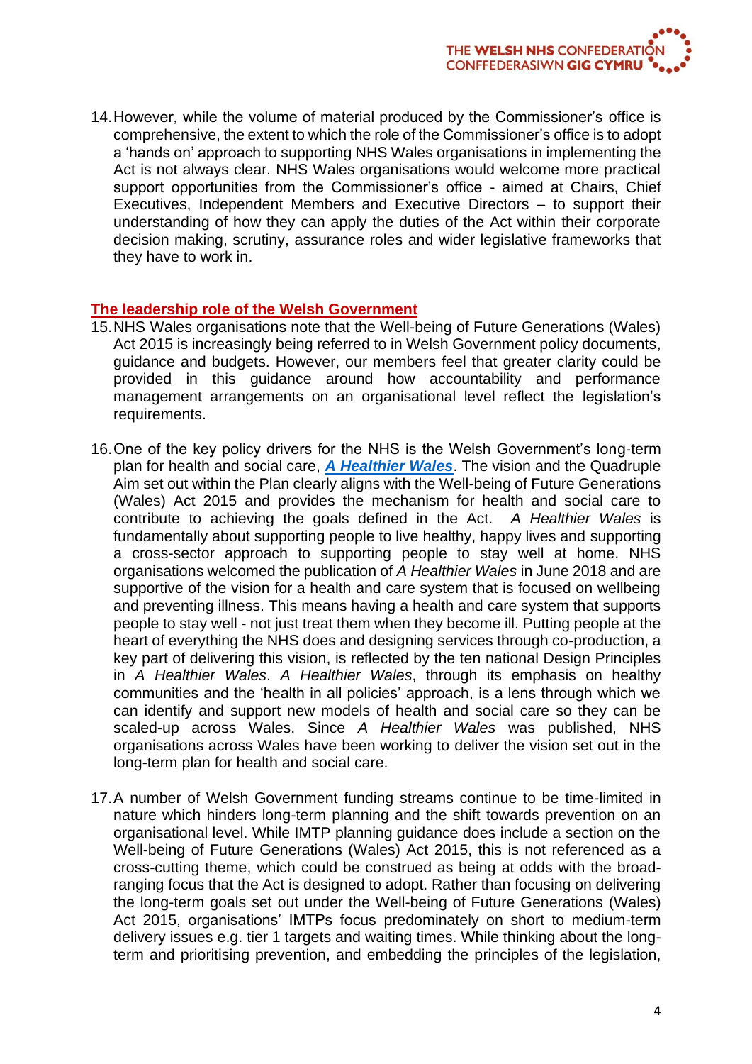14. However, while the volume of material produced by the Commissioner's office is comprehensive, the extent to which the role of the Commissioner's office is to adopt a 'hands on' approach to supporting NHS Wales organisations in implementing the Act is not always clear. NHS Wales organisations would welcome more practical support opportunities from the Commissioner's office - aimed at Chairs, Chief Executives, Independent Members and Executive Directors – to support their understanding of how they can apply the duties of the Act within their corporate decision making, scrutiny, assurance roles and wider legislative frameworks that they have to work in.

## The leadership role of the Welsh Government

15. NHS Wales organisations note that the Well-being of Future Generations (Wales) Act 2015 is increasingly being referred to in Welsh Government policy documents, guidance and budgets. However, our members feel that greater clarity could be provided in this guidance around how accountability and performance management arrangements on an organisational level reflect the legislation's requirements.

16. One of the key policy drivers for the NHS is the Welsh Government's long-term plan for health and social care, ***A Healthier Wales***. The vision and the Quadruple Aim set out within the Plan clearly aligns with the Well-being of Future Generations (Wales) Act 2015 and provides the mechanism for health and social care to contribute to achieving the goals defined in the Act. *A Healthier Wales* is fundamentally about supporting people to live healthy, happy lives and supporting a cross-sector approach to supporting people to stay well at home. NHS organisations welcomed the publication of *A Healthier Wales* in June 2018 and are supportive of the vision for a health and care system that is focused on wellbeing and preventing illness. This means having a health and care system that supports people to stay well - not just treat them when they become ill. Putting people at the heart of everything the NHS does and designing services through co-production, a key part of delivering this vision, is reflected by the ten national Design Principles in *A Healthier Wales*. *A Healthier Wales*, through its emphasis on healthy communities and the 'health in all policies' approach, is a lens through which we can identify and support new models of health and social care so they can be scaled-up across Wales. Since *A Healthier Wales* was published, NHS organisations across Wales have been working to deliver the vision set out in the long-term plan for health and social care.

17. A number of Welsh Government funding streams continue to be time-limited in nature which hinders long-term planning and the shift towards prevention on an organisational level. While IMTP planning guidance does include a section on the Well-being of Future Generations (Wales) Act 2015, this is not referenced as a cross-cutting theme, which could be construed as being at odds with the broad-ranging focus that the Act is designed to adopt. Rather than focusing on delivering the long-term goals set out under the Well-being of Future Generations (Wales) Act 2015, organisations' IMTPs focus predominately on short to medium-term delivery issues e.g. tier 1 targets and waiting times. While thinking about the long-term and prioritising prevention, and embedding the principles of the legislation,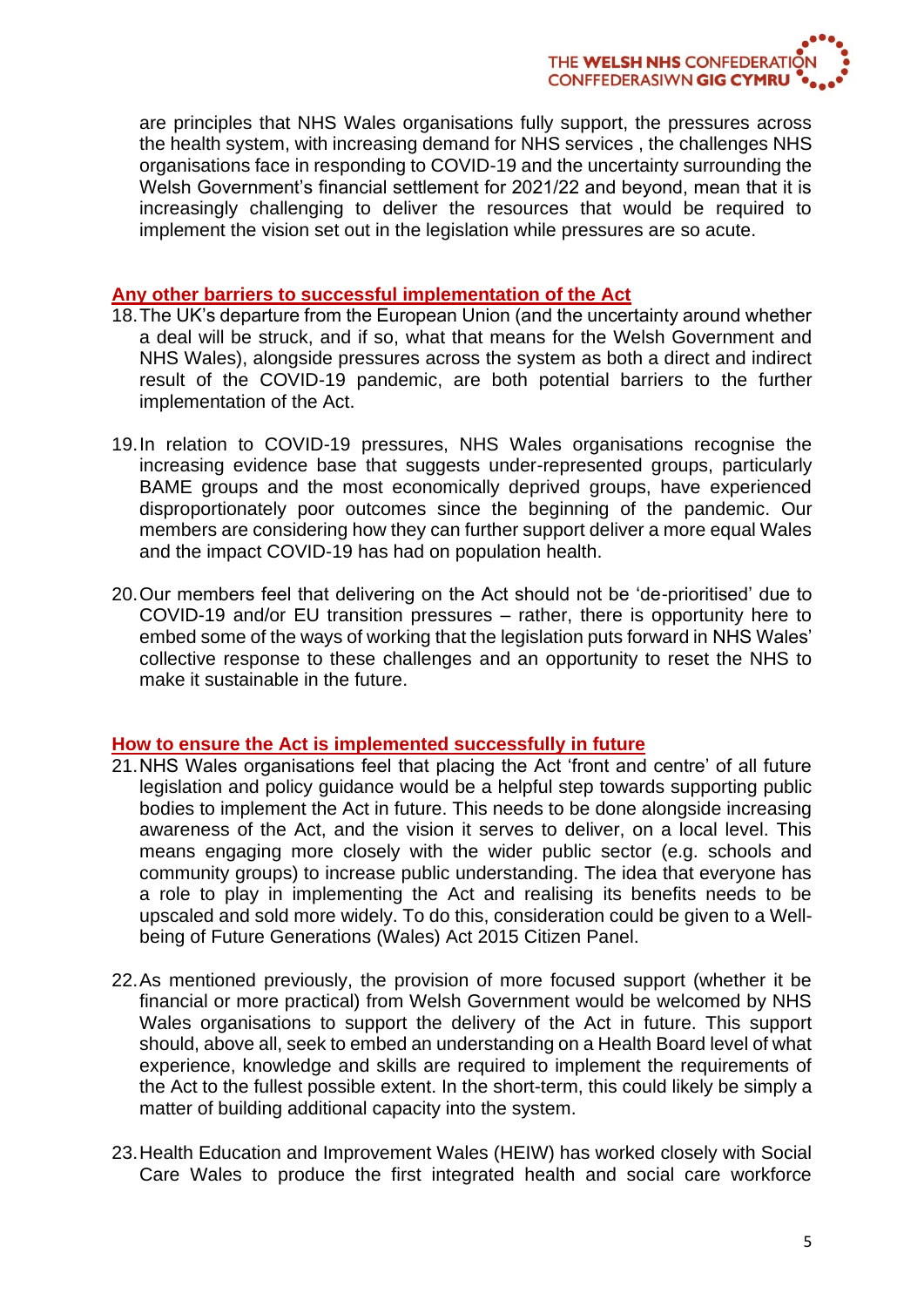are principles that NHS Wales organisations fully support, the pressures across the health system, with increasing demand for NHS services , the challenges NHS organisations face in responding to COVID-19 and the uncertainty surrounding the Welsh Government's financial settlement for 2021/22 and beyond, mean that it is increasingly challenging to deliver the resources that would be required to implement the vision set out in the legislation while pressures are so acute.

## Any other barriers to successful implementation of the Act

18. The UK's departure from the European Union (and the uncertainty around whether a deal will be struck, and if so, what that means for the Welsh Government and NHS Wales), alongside pressures across the system as both a direct and indirect result of the COVID-19 pandemic, are both potential barriers to the further implementation of the Act.

19. In relation to COVID-19 pressures, NHS Wales organisations recognise the increasing evidence base that suggests under-represented groups, particularly BAME groups and the most economically deprived groups, have experienced disproportionately poor outcomes since the beginning of the pandemic. Our members are considering how they can further support deliver a more equal Wales and the impact COVID-19 has had on population health.

20. Our members feel that delivering on the Act should not be 'de-prioritised' due to COVID-19 and/or EU transition pressures – rather, there is opportunity here to embed some of the ways of working that the legislation puts forward in NHS Wales' collective response to these challenges and an opportunity to reset the NHS to make it sustainable in the future.

## How to ensure the Act is implemented successfully in future

21. NHS Wales organisations feel that placing the Act 'front and centre' of all future legislation and policy guidance would be a helpful step towards supporting public bodies to implement the Act in future. This needs to be done alongside increasing awareness of the Act, and the vision it serves to deliver, on a local level. This means engaging more closely with the wider public sector (e.g. schools and community groups) to increase public understanding. The idea that everyone has a role to play in implementing the Act and realising its benefits needs to be upscaled and sold more widely. To do this, consideration could be given to a Well-being of Future Generations (Wales) Act 2015 Citizen Panel.

22. As mentioned previously, the provision of more focused support (whether it be financial or more practical) from Welsh Government would be welcomed by NHS Wales organisations to support the delivery of the Act in future. This support should, above all, seek to embed an understanding on a Health Board level of what experience, knowledge and skills are required to implement the requirements of the Act to the fullest possible extent. In the short-term, this could likely be simply a matter of building additional capacity into the system.

23. Health Education and Improvement Wales (HEIW) has worked closely with Social Care Wales to produce the first integrated health and social care workforce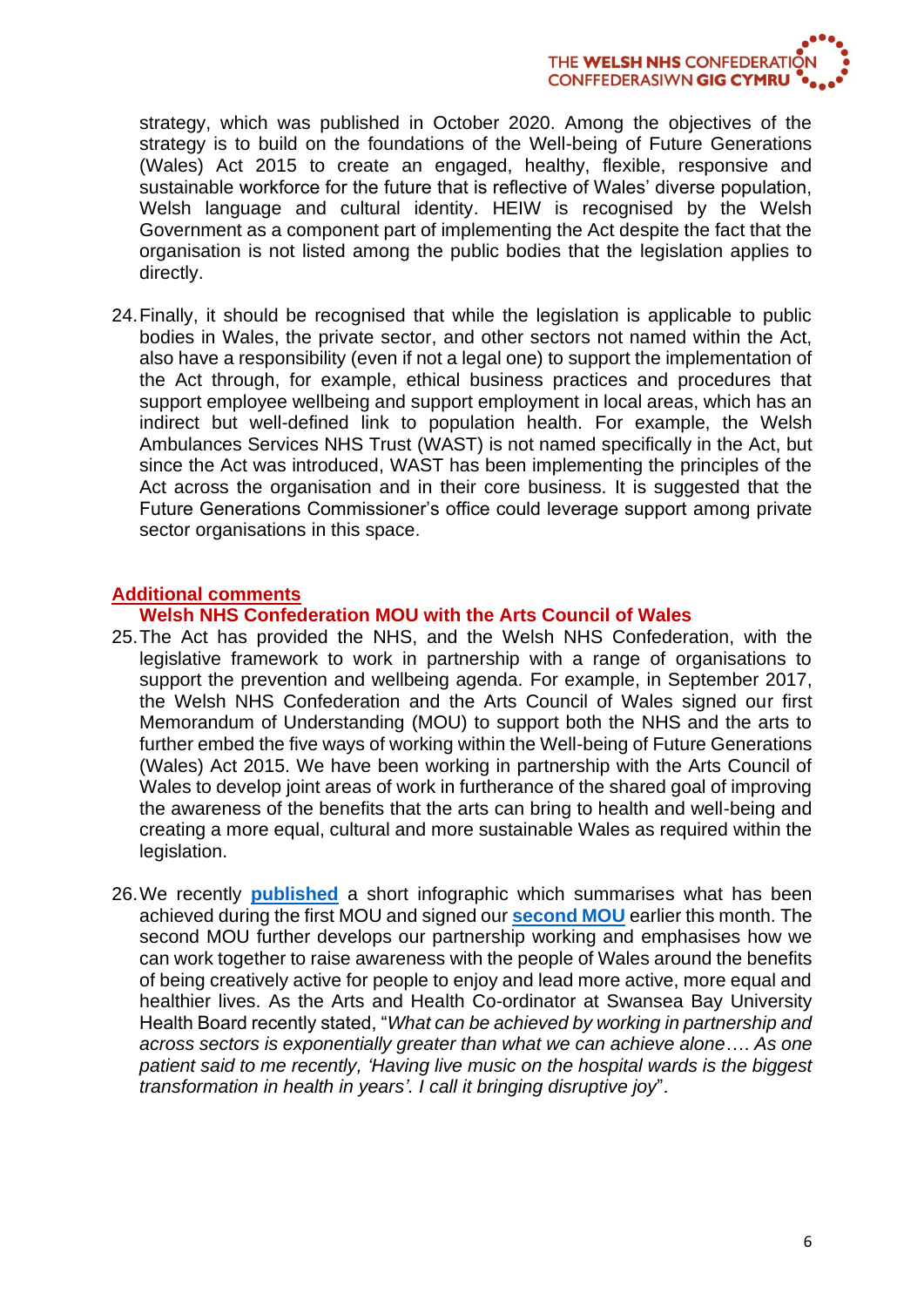strategy, which was published in October 2020. Among the objectives of the strategy is to build on the foundations of the Well-being of Future Generations (Wales) Act 2015 to create an engaged, healthy, flexible, responsive and sustainable workforce for the future that is reflective of Wales' diverse population, Welsh language and cultural identity. HEIW is recognised by the Welsh Government as a component part of implementing the Act despite the fact that the organisation is not listed among the public bodies that the legislation applies to directly.

24. Finally, it should be recognised that while the legislation is applicable to public bodies in Wales, the private sector, and other sectors not named within the Act, also have a responsibility (even if not a legal one) to support the implementation of the Act through, for example, ethical business practices and procedures that support employee wellbeing and support employment in local areas, which has an indirect but well-defined link to population health. For example, the Welsh Ambulances Services NHS Trust (WAST) is not named specifically in the Act, but since the Act was introduced, WAST has been implementing the principles of the Act across the organisation and in their core business. It is suggested that the Future Generations Commissioner's office could leverage support among private sector organisations in this space.

## Additional comments

### Welsh NHS Confederation MOU with the Arts Council of Wales

25. The Act has provided the NHS, and the Welsh NHS Confederation, with the legislative framework to work in partnership with a range of organisations to support the prevention and wellbeing agenda. For example, in September 2017, the Welsh NHS Confederation and the Arts Council of Wales signed our first Memorandum of Understanding (MOU) to support both the NHS and the arts to further embed the five ways of working within the Well-being of Future Generations (Wales) Act 2015. We have been working in partnership with the Arts Council of Wales to develop joint areas of work in furtherance of the shared goal of improving the awareness of the benefits that the arts can bring to health and well-being and creating a more equal, cultural and more sustainable Wales as required within the legislation.

26. We recently **published** a short infographic which summarises what has been achieved during the first MOU and signed our **second MOU** earlier this month. The second MOU further develops our partnership working and emphasises how we can work together to raise awareness with the people of Wales around the benefits of being creatively active for people to enjoy and lead more active, more equal and healthier lives. As the Arts and Health Co-ordinator at Swansea Bay University Health Board recently stated, "*What can be achieved by working in partnership and across sectors is exponentially greater than what we can achieve alone…. As one patient said to me recently, 'Having live music on the hospital wards is the biggest transformation in health in years'. I call it bringing disruptive joy*".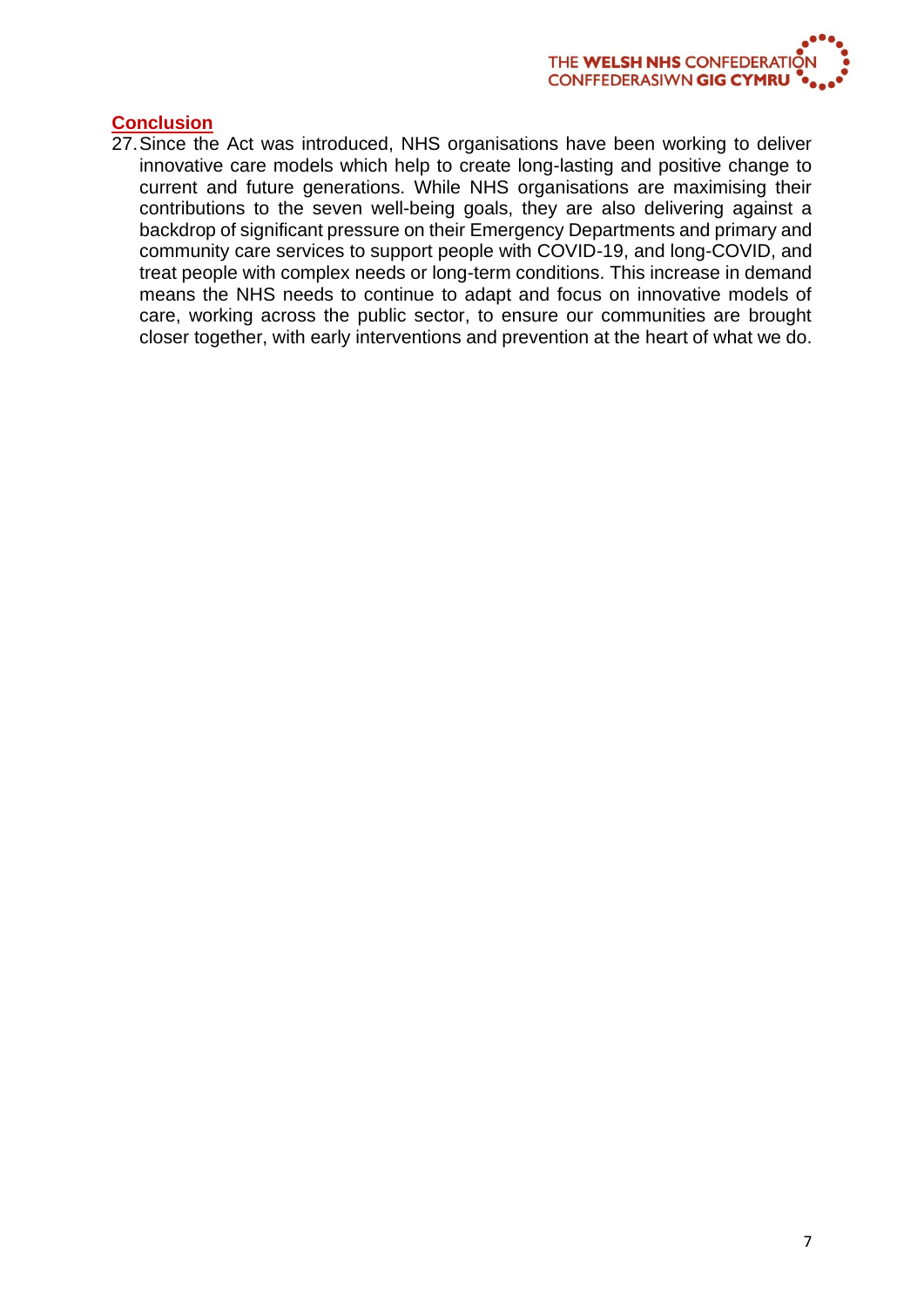## Conclusion

27. Since the Act was introduced, NHS organisations have been working to deliver innovative care models which help to create long-lasting and positive change to current and future generations. While NHS organisations are maximising their contributions to the seven well-being goals, they are also delivering against a backdrop of significant pressure on their Emergency Departments and primary and community care services to support people with COVID-19, and long-COVID, and treat people with complex needs or long-term conditions. This increase in demand means the NHS needs to continue to adapt and focus on innovative models of care, working across the public sector, to ensure our communities are brought closer together, with early interventions and prevention at the heart of what we do.